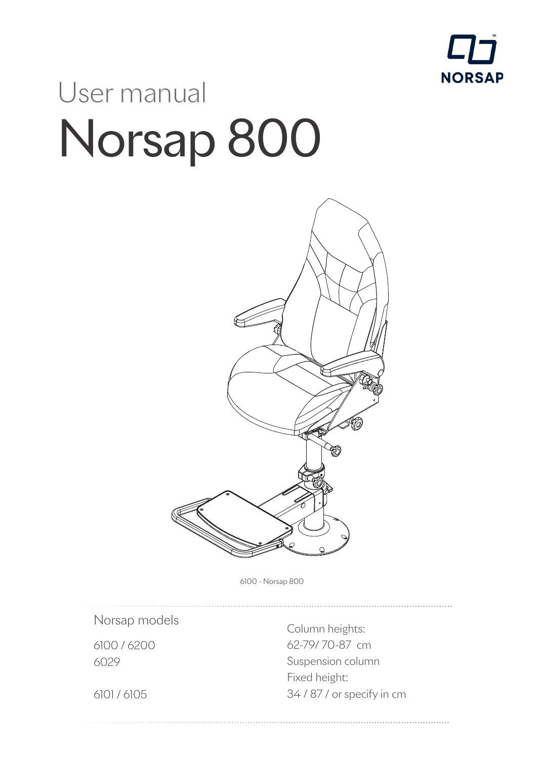NORSAP

User manual

# Norsap 800

6100 - Norsap 800

Norsap models

6100 / 6200
6029

6101 / 6105

Column heights:
62-79/ 70-87 cm
Suspension column
Fixed height:
34 / 87 / or specify in cm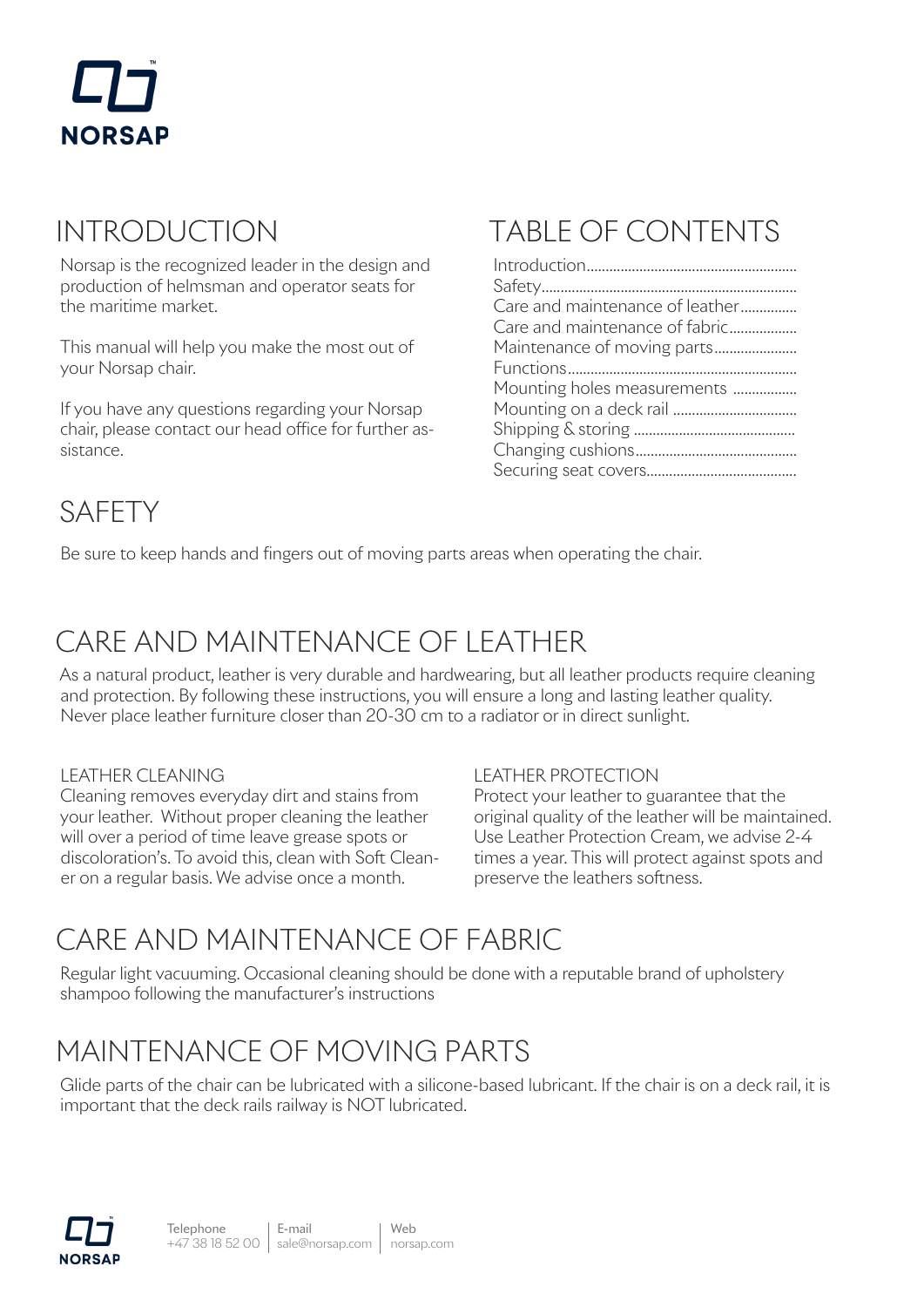NORSAP

# INTRODUCTION

Norsap is the recognized leader in the design and production of helmsman and operator seats for the maritime market.

This manual will help you make the most out of your Norsap chair.

If you have any questions regarding your Norsap chair, please contact our head office for further assistance.

# TABLE OF CONTENTS

- Introduction
- Safety
- Care and maintenance of leather
- Care and maintenance of fabric
- Maintenance of moving parts
- Functions
- Mounting holes measurements
- Mounting on a deck rail
- Shipping & storing
- Changing cushions
- Securing seat covers

# SAFETY

Be sure to keep hands and fingers out of moving parts areas when operating the chair.

# CARE AND MAINTENANCE OF LEATHER

As a natural product, leather is very durable and hardwearing, but all leather products require cleaning and protection. By following these instructions, you will ensure a long and lasting leather quality. Never place leather furniture closer than 20-30 cm to a radiator or in direct sunlight.

## LEATHER CLEANING

Cleaning removes everyday dirt and stains from your leather. Without proper cleaning the leather will over a period of time leave grease spots or discoloration's. To avoid this, clean with Soft Cleaner on a regular basis. We advise once a month.

## LEATHER PROTECTION

Protect your leather to guarantee that the original quality of the leather will be maintained. Use Leather Protection Cream, we advise 2-4 times a year. This will protect against spots and preserve the leathers softness.

# CARE AND MAINTENANCE OF FABRIC

Regular light vacuuming. Occasional cleaning should be done with a reputable brand of upholstery shampoo following the manufacturer's instructions

# MAINTENANCE OF MOVING PARTS

Glide parts of the chair can be lubricated with a silicone-based lubricant. If the chair is on a deck rail, it is important that the deck rails railway is NOT lubricated.

NORSAP

Telephone +47 38 18 52 00 | E-mail sale@norsap.com | Web norsap.com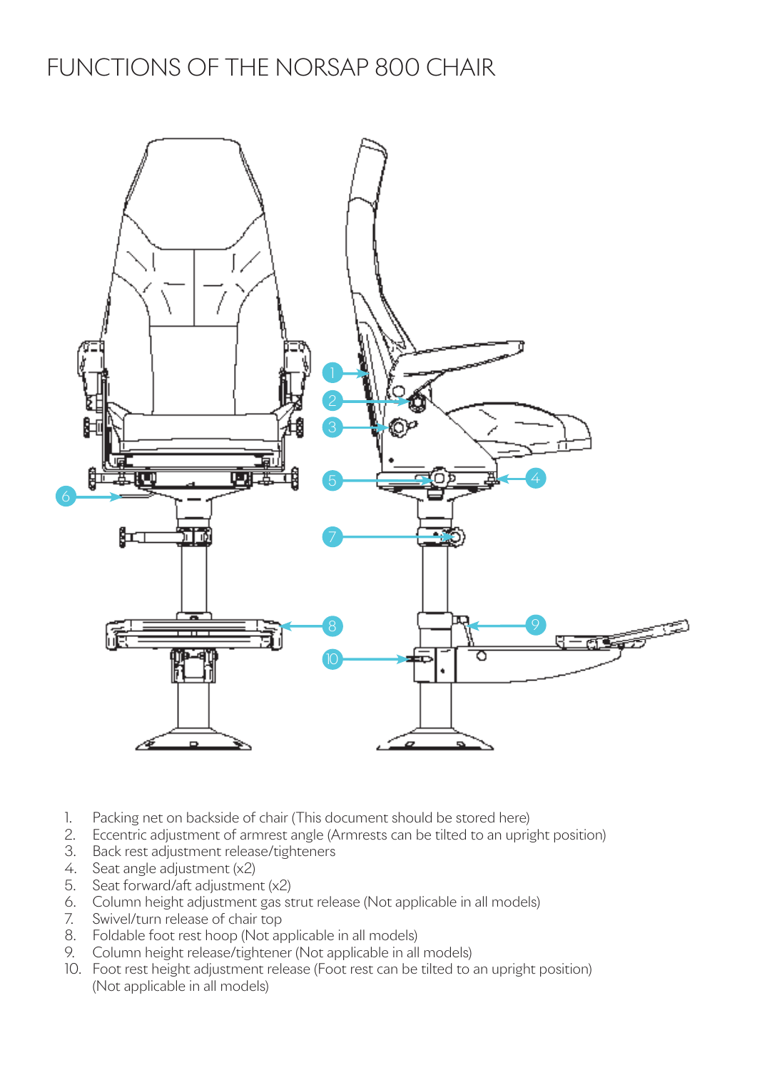# FUNCTIONS OF THE NORSAP 800 CHAIR

1. Packing net on backside of chair (This document should be stored here)
2. Eccentric adjustment of armrest angle (Armrests can be tilted to an upright position)
3. Back rest adjustment release/tighteners
4. Seat angle adjustment (x2)
5. Seat forward/aft adjustment (x2)
6. Column height adjustment gas strut release (Not applicable in all models)
7. Swivel/turn release of chair top
8. Foldable foot rest hoop (Not applicable in all models)
9. Column height release/tightener (Not applicable in all models)
10. Foot rest height adjustment release (Foot rest can be tilted to an upright position) (Not applicable in all models)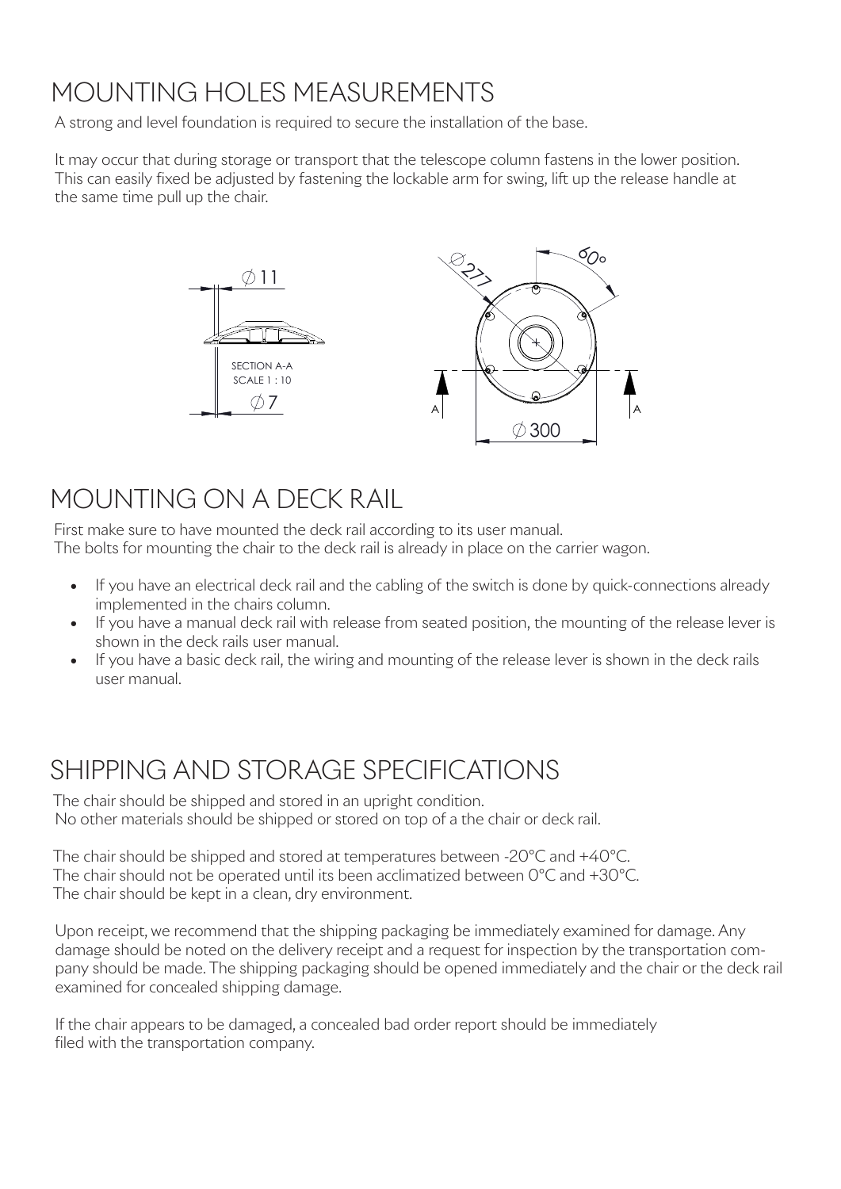# MOUNTING HOLES MEASUREMENTS

A strong and level foundation is required to secure the installation of the base.

It may occur that during storage or transport that the telescope column fastens in the lower position. This can easily fixed be adjusted by fastening the lockable arm for swing, lift up the release handle at the same time pull up the chair.

∅11

SECTION A-A
SCALE 1 : 10

∅7

∅277

60°

A A

∅300

# MOUNTING ON A DECK RAIL

First make sure to have mounted the deck rail according to its user manual.
The bolts for mounting the chair to the deck rail is already in place on the carrier wagon.

- If you have an electrical deck rail and the cabling of the switch is done by quick-connections already implemented in the chairs column.
- If you have a manual deck rail with release from seated position, the mounting of the release lever is shown in the deck rails user manual.
- If you have a basic deck rail, the wiring and mounting of the release lever is shown in the deck rails user manual.

# SHIPPING AND STORAGE SPECIFICATIONS

The chair should be shipped and stored in an upright condition.
No other materials should be shipped or stored on top of a the chair or deck rail.

The chair should be shipped and stored at temperatures between -20°C and +40°C.
The chair should not be operated until its been acclimatized between 0°C and +30°C.
The chair should be kept in a clean, dry environment.

Upon receipt, we recommend that the shipping packaging be immediately examined for damage. Any damage should be noted on the delivery receipt and a request for inspection by the transportation company should be made. The shipping packaging should be opened immediately and the chair or the deck rail examined for concealed shipping damage.

If the chair appears to be damaged, a concealed bad order report should be immediately filed with the transportation company.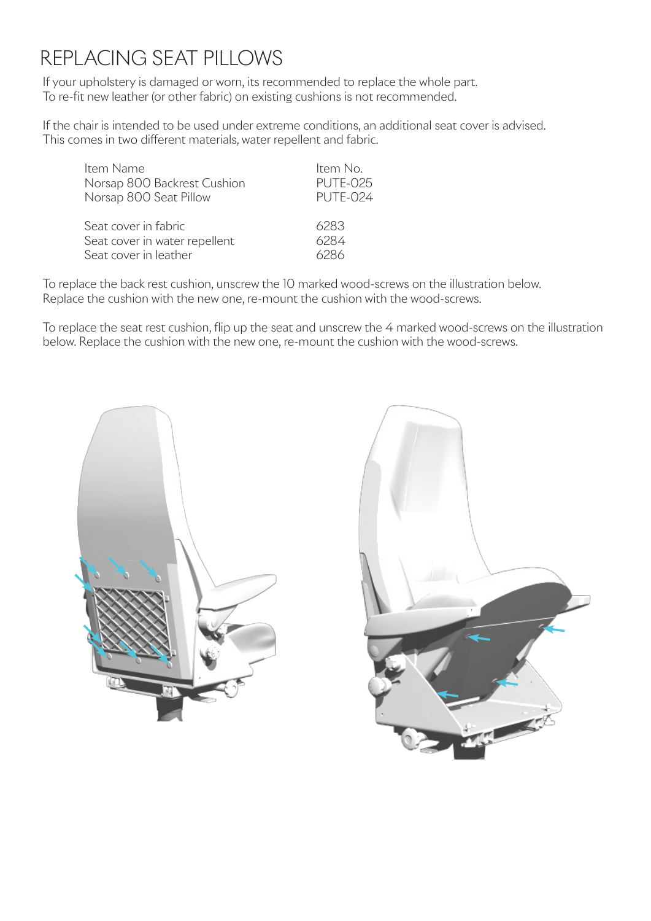# REPLACING SEAT PILLOWS

If your upholstery is damaged or worn, its recommended to replace the whole part.
To re-fit new leather (or other fabric) on existing cushions is not recommended.

If the chair is intended to be used under extreme conditions, an additional seat cover is advised.
This comes in two different materials, water repellent and fabric.

| Item Name | Item No. |
|---|---|
| Norsap 800 Backrest Cushion | PUTE-025 |
| Norsap 800 Seat Pillow | PUTE-024 |
| | |
| Seat cover in fabric | 6283 |
| Seat cover in water repellent | 6284 |
| Seat cover in leather | 6286 |

To replace the back rest cushion, unscrew the 10 marked wood-screws on the illustration below.
Replace the cushion with the new one, re-mount the cushion with the wood-screws.

To replace the seat rest cushion, flip up the seat and unscrew the 4 marked wood-screws on the illustration below. Replace the cushion with the new one, re-mount the cushion with the wood-screws.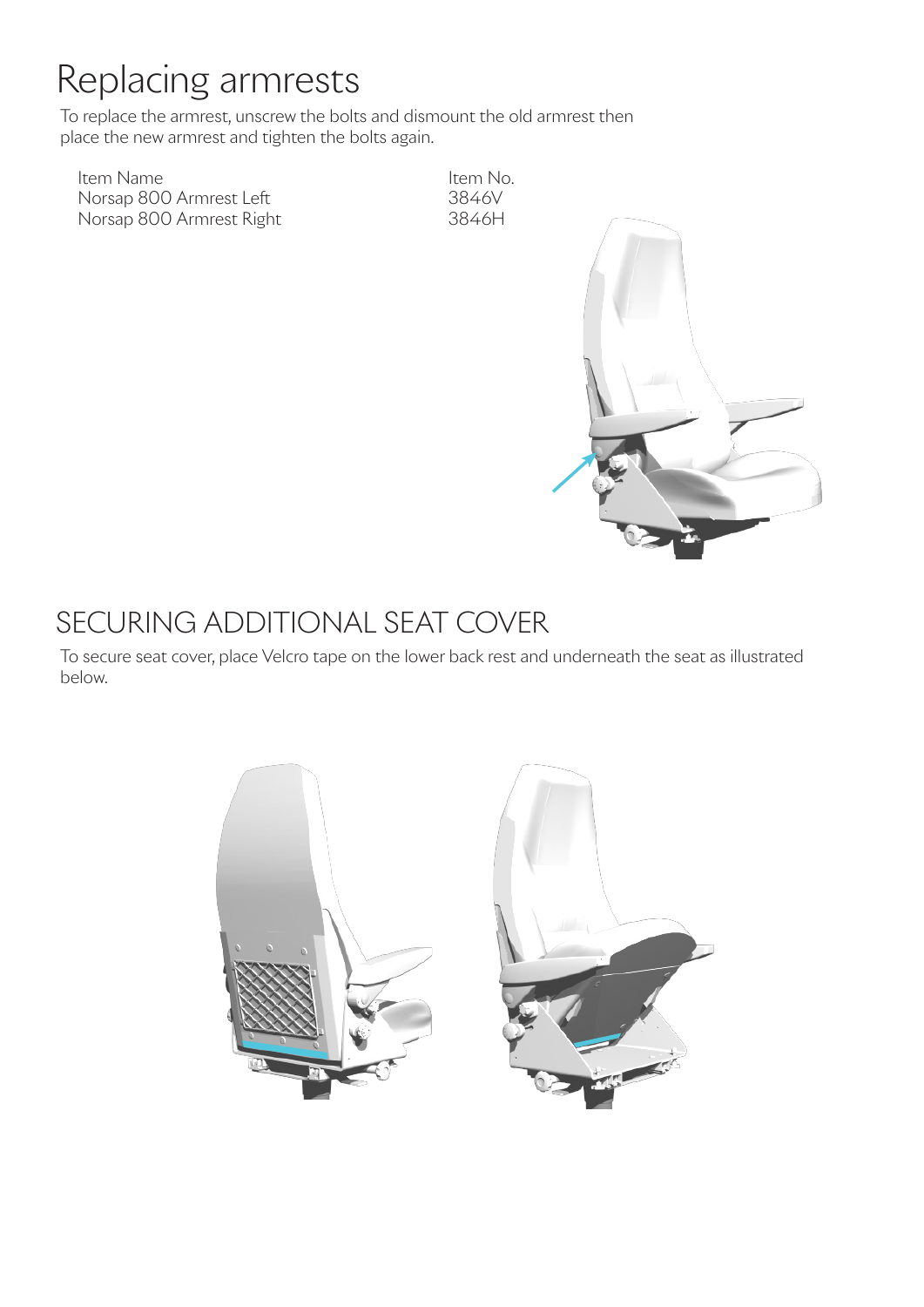# Replacing armrests

To replace the armrest, unscrew the bolts and dismount the old armrest then place the new armrest and tighten the bolts again.

| Item Name | Item No. |
| --- | --- |
| Norsap 800 Armrest Left | 3846V |
| Norsap 800 Armrest Right | 3846H |

# SECURING ADDITIONAL SEAT COVER

To secure seat cover, place Velcro tape on the lower back rest and underneath the seat as illustrated below.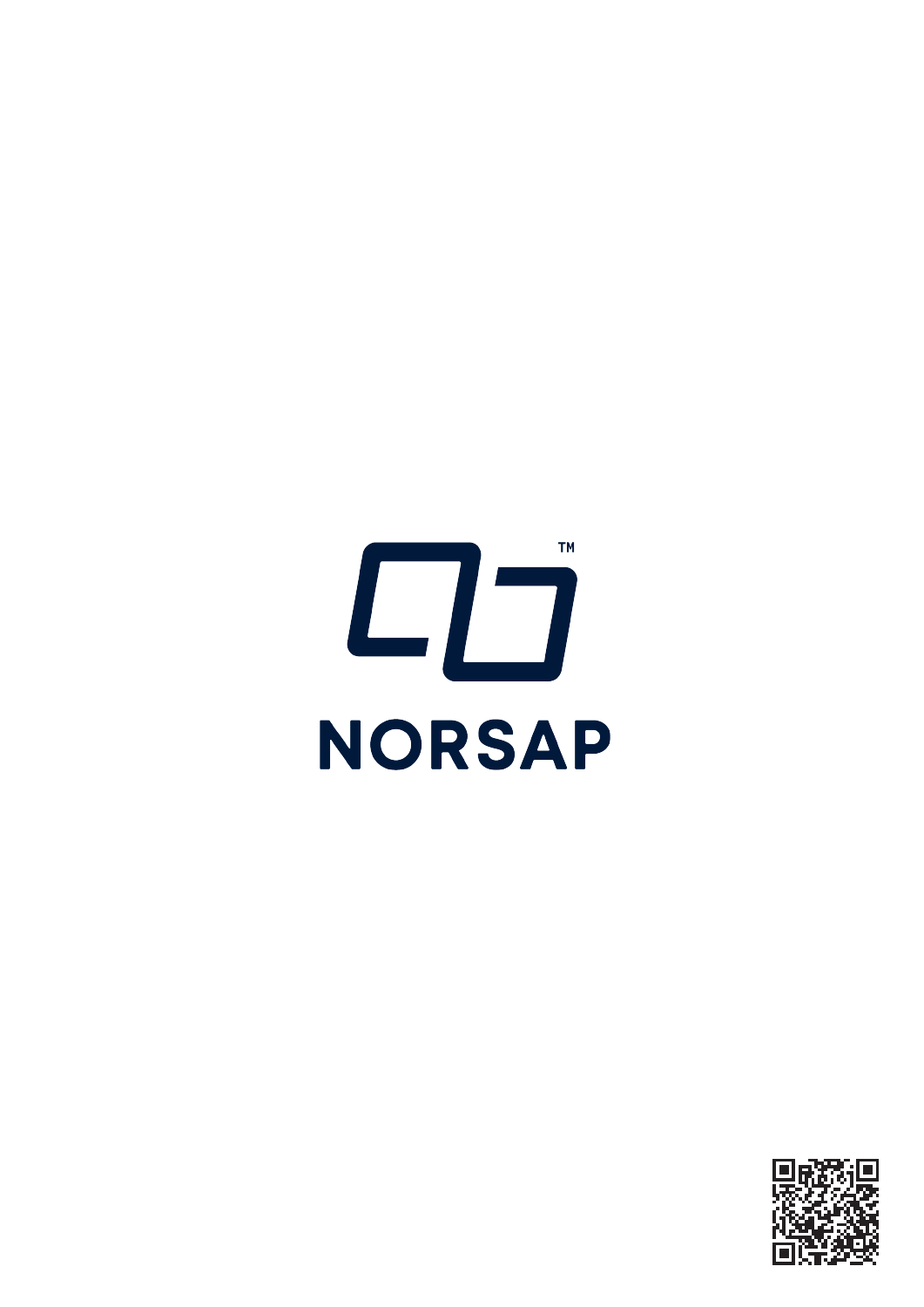™

NORSAP